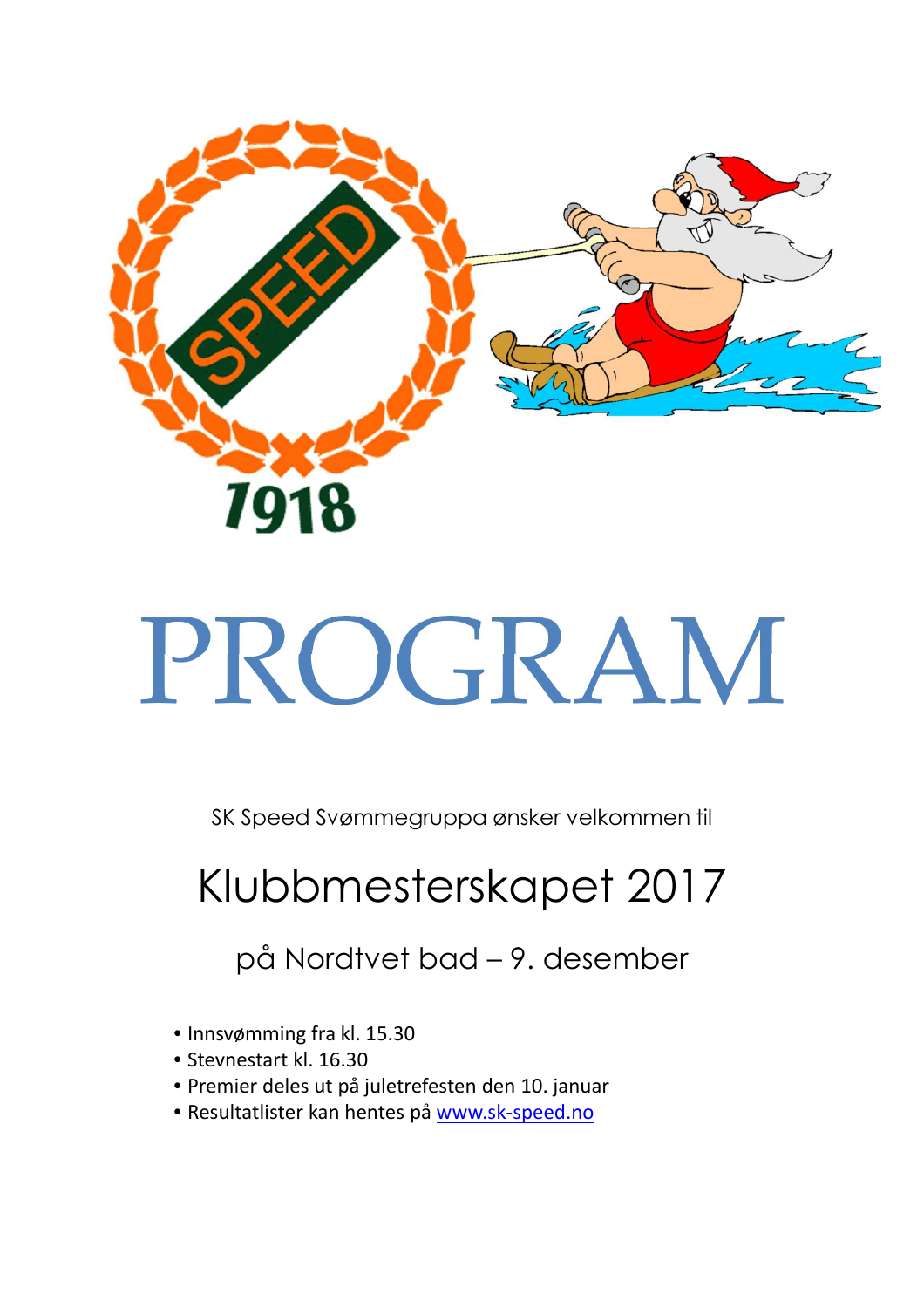# PROGRAM

SK Speed Svømmegruppa ønsker velkommen til

## Klubbmesterskapet 2017

på Nordtvet bad – 9. desember

- Innsvømming fra kl. 15.30
- Stevnestart kl. 16.30
- Premier deles ut på juletrefesten den 10. januar
- Resultatlister kan hentes på www.sk-speed.no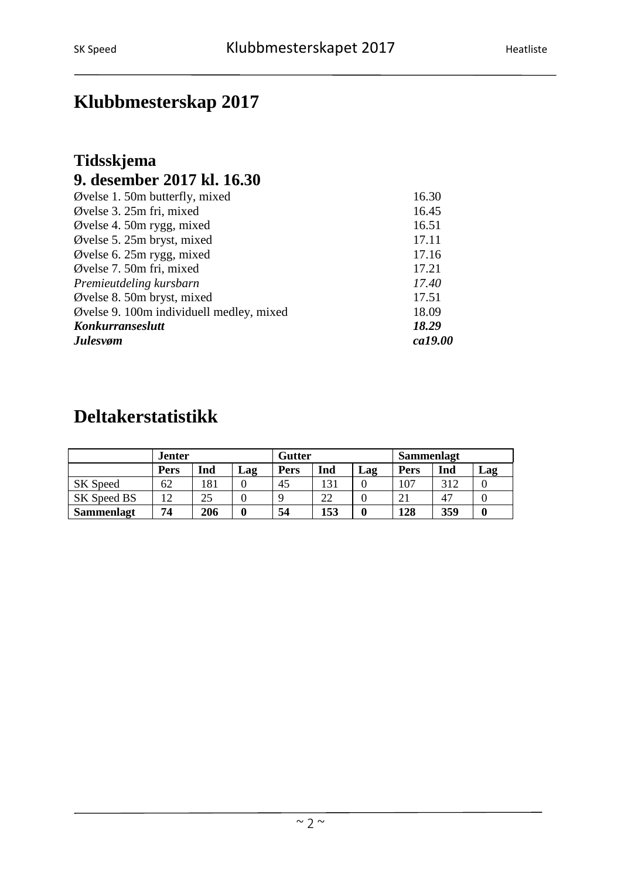# Klubbmesterskap 2017

## Tidsskjema
## 9. desember 2017 kl. 16.30

| | |
|---|---|
| Øvelse 1. 50m butterfly, mixed | 16.30 |
| Øvelse 3. 25m fri, mixed | 16.45 |
| Øvelse 4. 50m rygg, mixed | 16.51 |
| Øvelse 5. 25m bryst, mixed | 17.11 |
| Øvelse 6. 25m rygg, mixed | 17.16 |
| Øvelse 7. 50m fri, mixed | 17.21 |
| *Premieutdeling kursbarn* | *17.40* |
| Øvelse 8. 50m bryst, mixed | 17.51 |
| Øvelse 9. 100m individuell medley, mixed | 18.09 |
| ***Konkurranseslutt*** | ***18.29*** |
| ***Julesvøm*** | ***ca19.00*** |

# Deltakerstatistikk

| | **Jenter** | | | **Gutter** | | | **Sammenlagt** | | |
|---|---|---|---|---|---|---|---|---|---|
| | **Pers** | **Ind** | **Lag** | **Pers** | **Ind** | **Lag** | **Pers** | **Ind** | **Lag** |
| SK Speed | 62 | 181 | 0 | 45 | 131 | 0 | 107 | 312 | 0 |
| SK Speed BS | 12 | 25 | 0 | 9 | 22 | 0 | 21 | 47 | 0 |
| **Sammenlagt** | **74** | **206** | **0** | **54** | **153** | **0** | **128** | **359** | **0** |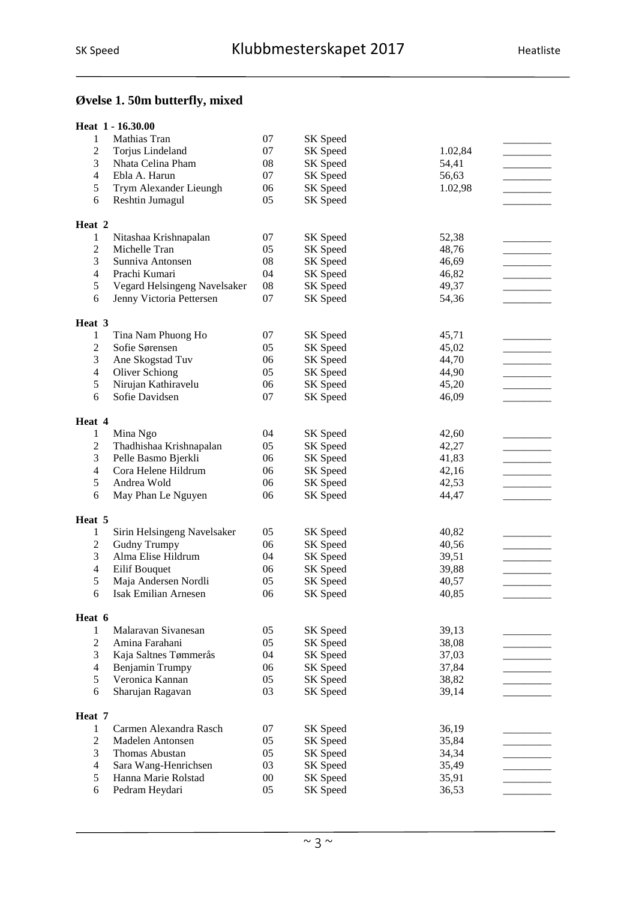## Øvelse 1. 50m butterfly, mixed

**Heat 1 - 16.30.00**

| Bane | Navn | År | Klubb | Påmeldt tid | Resultat |
|---|---|---|---|---|---|
| 1 | Mathias Tran | 07 | SK Speed | | _________ |
| 2 | Torjus Lindeland | 07 | SK Speed | 1.02,84 | _________ |
| 3 | Nhata Celina Pham | 08 | SK Speed | 54,41 | _________ |
| 4 | Ebla A. Harun | 07 | SK Speed | 56,63 | _________ |
| 5 | Trym Alexander Lieungh | 06 | SK Speed | 1.02,98 | _________ |
| 6 | Reshtin Jumagul | 05 | SK Speed | | _________ |

**Heat 2**

| Bane | Navn | År | Klubb | Påmeldt tid | Resultat |
|---|---|---|---|---|---|
| 1 | Nitashaa Krishnapalan | 07 | SK Speed | 52,38 | _________ |
| 2 | Michelle Tran | 05 | SK Speed | 48,76 | _________ |
| 3 | Sunniva Antonsen | 08 | SK Speed | 46,69 | _________ |
| 4 | Prachi Kumari | 04 | SK Speed | 46,82 | _________ |
| 5 | Vegard Helsingeng Navelsaker | 08 | SK Speed | 49,37 | _________ |
| 6 | Jenny Victoria Pettersen | 07 | SK Speed | 54,36 | _________ |

**Heat 3**

| Bane | Navn | År | Klubb | Påmeldt tid | Resultat |
|---|---|---|---|---|---|
| 1 | Tina Nam Phuong Ho | 07 | SK Speed | 45,71 | _________ |
| 2 | Sofie Sørensen | 05 | SK Speed | 45,02 | _________ |
| 3 | Ane Skogstad Tuv | 06 | SK Speed | 44,70 | _________ |
| 4 | Oliver Schiong | 05 | SK Speed | 44,90 | _________ |
| 5 | Nirujan Kathiravelu | 06 | SK Speed | 45,20 | _________ |
| 6 | Sofie Davidsen | 07 | SK Speed | 46,09 | _________ |

**Heat 4**

| Bane | Navn | År | Klubb | Påmeldt tid | Resultat |
|---|---|---|---|---|---|
| 1 | Mina Ngo | 04 | SK Speed | 42,60 | _________ |
| 2 | Thadhishaa Krishnapalan | 05 | SK Speed | 42,27 | _________ |
| 3 | Pelle Basmo Bjerkli | 06 | SK Speed | 41,83 | _________ |
| 4 | Cora Helene Hildrum | 06 | SK Speed | 42,16 | _________ |
| 5 | Andrea Wold | 06 | SK Speed | 42,53 | _________ |
| 6 | May Phan Le Nguyen | 06 | SK Speed | 44,47 | _________ |

**Heat 5**

| Bane | Navn | År | Klubb | Påmeldt tid | Resultat |
|---|---|---|---|---|---|
| 1 | Sirin Helsingeng Navelsaker | 05 | SK Speed | 40,82 | _________ |
| 2 | Gudny Trumpy | 06 | SK Speed | 40,56 | _________ |
| 3 | Alma Elise Hildrum | 04 | SK Speed | 39,51 | _________ |
| 4 | Eilif Bouquet | 06 | SK Speed | 39,88 | _________ |
| 5 | Maja Andersen Nordli | 05 | SK Speed | 40,57 | _________ |
| 6 | Isak Emilian Arnesen | 06 | SK Speed | 40,85 | _________ |

**Heat 6**

| Bane | Navn | År | Klubb | Påmeldt tid | Resultat |
|---|---|---|---|---|---|
| 1 | Malaravan Sivanesan | 05 | SK Speed | 39,13 | _________ |
| 2 | Amina Farahani | 05 | SK Speed | 38,08 | _________ |
| 3 | Kaja Saltnes Tømmerås | 04 | SK Speed | 37,03 | _________ |
| 4 | Benjamin Trumpy | 06 | SK Speed | 37,84 | _________ |
| 5 | Veronica Kannan | 05 | SK Speed | 38,82 | _________ |
| 6 | Sharujan Ragavan | 03 | SK Speed | 39,14 | _________ |

**Heat 7**

| Bane | Navn | År | Klubb | Påmeldt tid | Resultat |
|---|---|---|---|---|---|
| 1 | Carmen Alexandra Rasch | 07 | SK Speed | 36,19 | _________ |
| 2 | Madelen Antonsen | 05 | SK Speed | 35,84 | _________ |
| 3 | Thomas Abustan | 05 | SK Speed | 34,34 | _________ |
| 4 | Sara Wang-Henrichsen | 03 | SK Speed | 35,49 | _________ |
| 5 | Hanna Marie Rolstad | 00 | SK Speed | 35,91 | _________ |
| 6 | Pedram Heydari | 05 | SK Speed | 36,53 | _________ |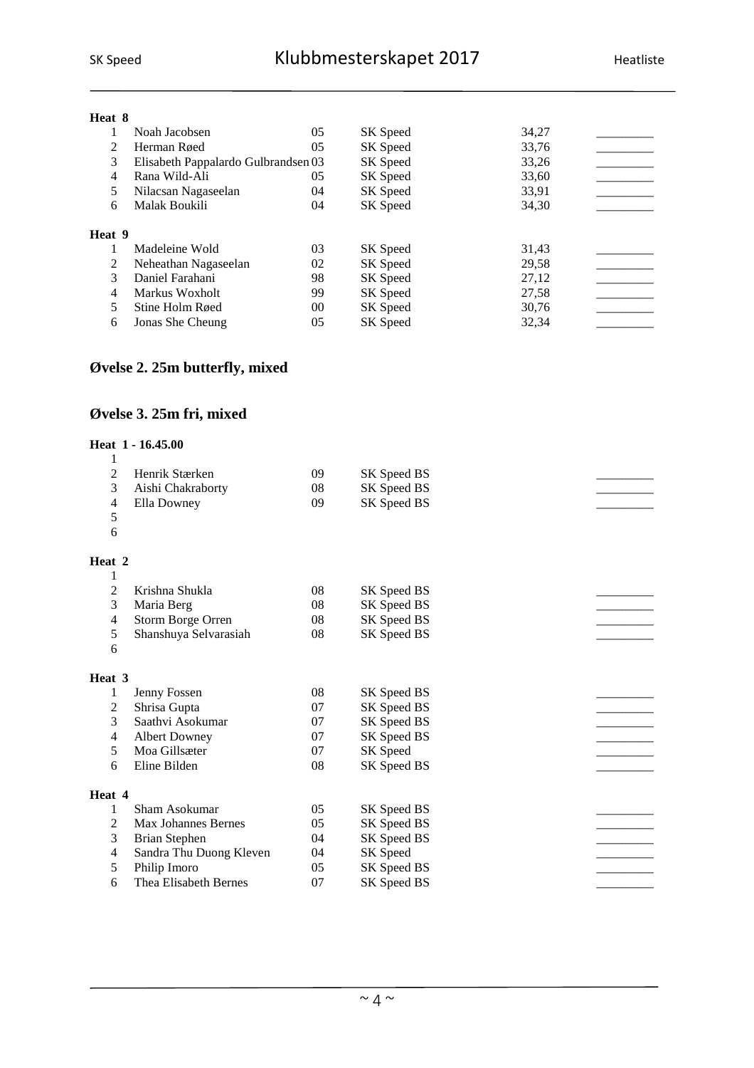**Heat 8**

| | | | | | |
|---|---|---|---|---|---|
| 1 | Noah Jacobsen | 05 | SK Speed | 34,27 | _________ |
| 2 | Herman Røed | 05 | SK Speed | 33,76 | _________ |
| 3 | Elisabeth Pappalardo Gulbrandsen | 03 | SK Speed | 33,26 | _________ |
| 4 | Rana Wild-Ali | 05 | SK Speed | 33,60 | _________ |
| 5 | Nilacsan Nagaseelan | 04 | SK Speed | 33,91 | _________ |
| 6 | Malak Boukili | 04 | SK Speed | 34,30 | _________ |

**Heat 9**

| | | | | | |
|---|---|---|---|---|---|
| 1 | Madeleine Wold | 03 | SK Speed | 31,43 | _________ |
| 2 | Neheathan Nagaseelan | 02 | SK Speed | 29,58 | _________ |
| 3 | Daniel Farahani | 98 | SK Speed | 27,12 | _________ |
| 4 | Markus Woxholt | 99 | SK Speed | 27,58 | _________ |
| 5 | Stine Holm Røed | 00 | SK Speed | 30,76 | _________ |
| 6 | Jonas She Cheung | 05 | SK Speed | 32,34 | _________ |

## Øvelse 2. 25m butterfly, mixed

## Øvelse 3. 25m fri, mixed

**Heat 1 - 16.45.00**

| | | | | |
|---|---|---|---|---|
| 1 | | | | |
| 2 | Henrik Stærken | 09 | SK Speed BS | _________ |
| 3 | Aishi Chakraborty | 08 | SK Speed BS | _________ |
| 4 | Ella Downey | 09 | SK Speed BS | _________ |
| 5 | | | | |
| 6 | | | | |

**Heat 2**

| | | | | |
|---|---|---|---|---|
| 1 | | | | |
| 2 | Krishna Shukla | 08 | SK Speed BS | _________ |
| 3 | Maria Berg | 08 | SK Speed BS | _________ |
| 4 | Storm Borge Orren | 08 | SK Speed BS | _________ |
| 5 | Shanshuya Selvarasiah | 08 | SK Speed BS | _________ |
| 6 | | | | |

**Heat 3**

| | | | | |
|---|---|---|---|---|
| 1 | Jenny Fossen | 08 | SK Speed BS | _________ |
| 2 | Shrisa Gupta | 07 | SK Speed BS | _________ |
| 3 | Saathvi Asokumar | 07 | SK Speed BS | _________ |
| 4 | Albert Downey | 07 | SK Speed BS | _________ |
| 5 | Moa Gillsæter | 07 | SK Speed | _________ |
| 6 | Eline Bilden | 08 | SK Speed BS | _________ |

**Heat 4**

| | | | | |
|---|---|---|---|---|
| 1 | Sham Asokumar | 05 | SK Speed BS | _________ |
| 2 | Max Johannes Bernes | 05 | SK Speed BS | _________ |
| 3 | Brian Stephen | 04 | SK Speed BS | _________ |
| 4 | Sandra Thu Duong Kleven | 04 | SK Speed | _________ |
| 5 | Philip Imoro | 05 | SK Speed BS | _________ |
| 6 | Thea Elisabeth Bernes | 07 | SK Speed BS | _________ |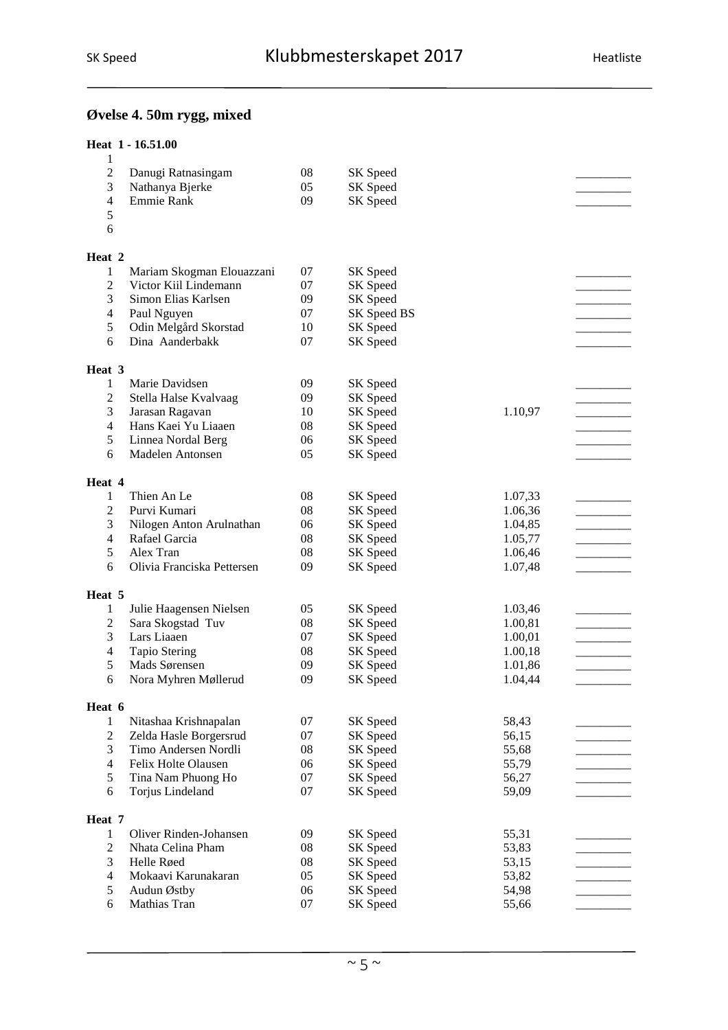**Øvelse 4. 50m rygg, mixed**

**Heat 1 - 16.51.00**

| | | | | | |
|---|---|---|---|---|---|
| 1 | | | | | |
| 2 | Danugi Ratnasingam | 08 | SK Speed | | _________ |
| 3 | Nathanya Bjerke | 05 | SK Speed | | _________ |
| 4 | Emmie Rank | 09 | SK Speed | | _________ |
| 5 | | | | | |
| 6 | | | | | |

**Heat 2**

| | | | | | |
|---|---|---|---|---|---|
| 1 | Mariam Skogman Elouazzani | 07 | SK Speed | | _________ |
| 2 | Victor Kiil Lindemann | 07 | SK Speed | | _________ |
| 3 | Simon Elias Karlsen | 09 | SK Speed | | _________ |
| 4 | Paul Nguyen | 07 | SK Speed BS | | _________ |
| 5 | Odin Melgård Skorstad | 10 | SK Speed | | _________ |
| 6 | Dina Aanderbakk | 07 | SK Speed | | _________ |

**Heat 3**

| | | | | | |
|---|---|---|---|---|---|
| 1 | Marie Davidsen | 09 | SK Speed | | _________ |
| 2 | Stella Halse Kvalvaag | 09 | SK Speed | | _________ |
| 3 | Jarasan Ragavan | 10 | SK Speed | 1.10,97 | _________ |
| 4 | Hans Kaei Yu Liaaen | 08 | SK Speed | | _________ |
| 5 | Linnea Nordal Berg | 06 | SK Speed | | _________ |
| 6 | Madelen Antonsen | 05 | SK Speed | | _________ |

**Heat 4**

| | | | | | |
|---|---|---|---|---|---|
| 1 | Thien An Le | 08 | SK Speed | 1.07,33 | _________ |
| 2 | Purvi Kumari | 08 | SK Speed | 1.06,36 | _________ |
| 3 | Nilogen Anton Arulnathan | 06 | SK Speed | 1.04,85 | _________ |
| 4 | Rafael Garcia | 08 | SK Speed | 1.05,77 | _________ |
| 5 | Alex Tran | 08 | SK Speed | 1.06,46 | _________ |
| 6 | Olivia Franciska Pettersen | 09 | SK Speed | 1.07,48 | _________ |

**Heat 5**

| | | | | | |
|---|---|---|---|---|---|
| 1 | Julie Haagensen Nielsen | 05 | SK Speed | 1.03,46 | _________ |
| 2 | Sara Skogstad Tuv | 08 | SK Speed | 1.00,81 | _________ |
| 3 | Lars Liaaen | 07 | SK Speed | 1.00,01 | _________ |
| 4 | Tapio Stering | 08 | SK Speed | 1.00,18 | _________ |
| 5 | Mads Sørensen | 09 | SK Speed | 1.01,86 | _________ |
| 6 | Nora Myhren Møllerud | 09 | SK Speed | 1.04,44 | _________ |

**Heat 6**

| | | | | | |
|---|---|---|---|---|---|
| 1 | Nitashaa Krishnapalan | 07 | SK Speed | 58,43 | _________ |
| 2 | Zelda Hasle Borgersrud | 07 | SK Speed | 56,15 | _________ |
| 3 | Timo Andersen Nordli | 08 | SK Speed | 55,68 | _________ |
| 4 | Felix Holte Olausen | 06 | SK Speed | 55,79 | _________ |
| 5 | Tina Nam Phuong Ho | 07 | SK Speed | 56,27 | _________ |
| 6 | Torjus Lindeland | 07 | SK Speed | 59,09 | _________ |

**Heat 7**

| | | | | | |
|---|---|---|---|---|---|
| 1 | Oliver Rinden-Johansen | 09 | SK Speed | 55,31 | _________ |
| 2 | Nhata Celina Pham | 08 | SK Speed | 53,83 | _________ |
| 3 | Helle Røed | 08 | SK Speed | 53,15 | _________ |
| 4 | Mokaavi Karunakaran | 05 | SK Speed | 53,82 | _________ |
| 5 | Audun Østby | 06 | SK Speed | 54,98 | _________ |
| 6 | Mathias Tran | 07 | SK Speed | 55,66 | _________ |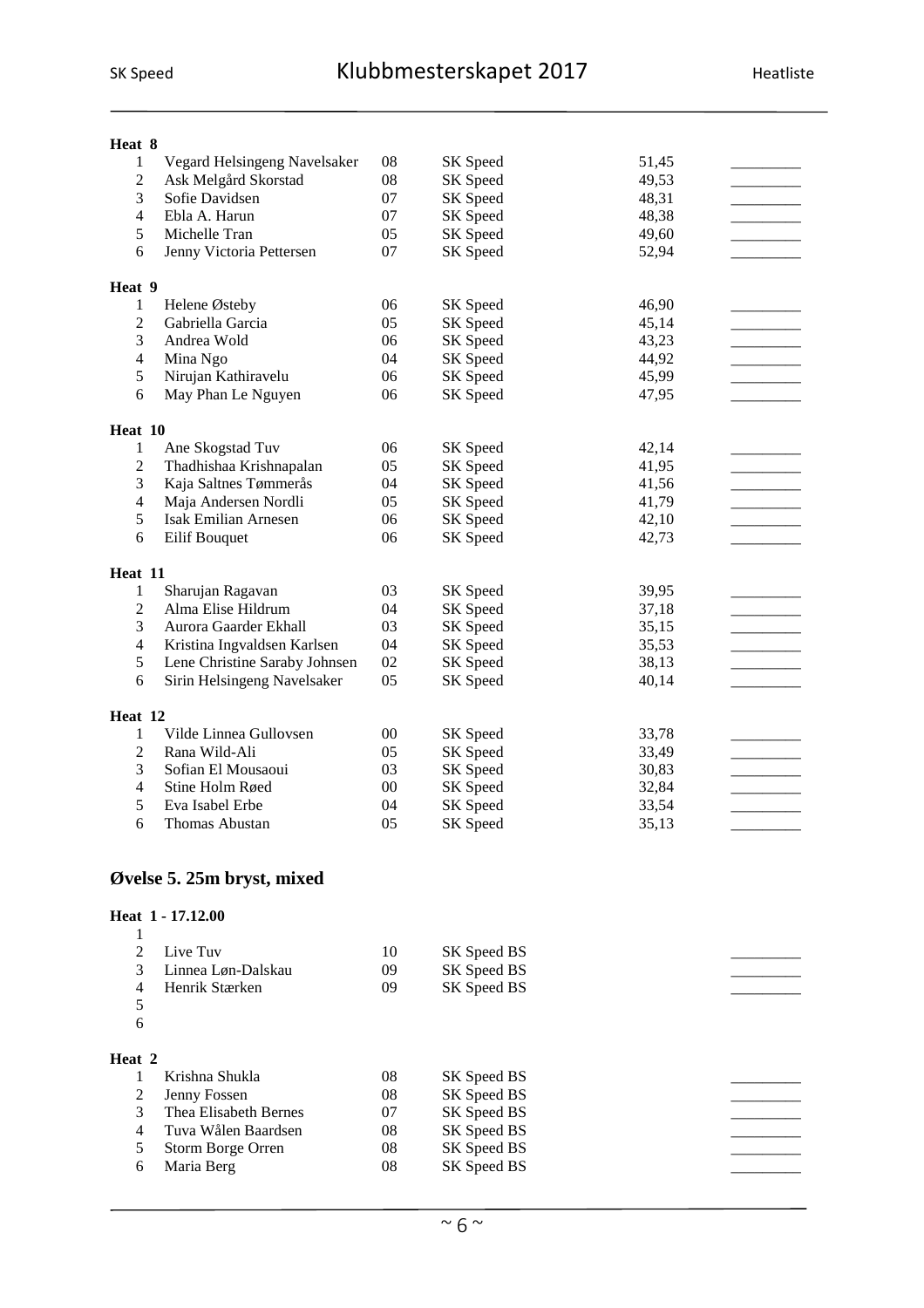**Heat 8**

| | | | | | |
|---|---|---|---|---|---|
| 1 | Vegard Helsingeng Navelsaker | 08 | SK Speed | 51,45 | _________ |
| 2 | Ask Melgård Skorstad | 08 | SK Speed | 49,53 | _________ |
| 3 | Sofie Davidsen | 07 | SK Speed | 48,31 | _________ |
| 4 | Ebla A. Harun | 07 | SK Speed | 48,38 | _________ |
| 5 | Michelle Tran | 05 | SK Speed | 49,60 | _________ |
| 6 | Jenny Victoria Pettersen | 07 | SK Speed | 52,94 | _________ |

**Heat 9**

| | | | | | |
|---|---|---|---|---|---|
| 1 | Helene Østeby | 06 | SK Speed | 46,90 | _________ |
| 2 | Gabriella Garcia | 05 | SK Speed | 45,14 | _________ |
| 3 | Andrea Wold | 06 | SK Speed | 43,23 | _________ |
| 4 | Mina Ngo | 04 | SK Speed | 44,92 | _________ |
| 5 | Nirujan Kathiravelu | 06 | SK Speed | 45,99 | _________ |
| 6 | May Phan Le Nguyen | 06 | SK Speed | 47,95 | _________ |

**Heat 10**

| | | | | | |
|---|---|---|---|---|---|
| 1 | Ane Skogstad Tuv | 06 | SK Speed | 42,14 | _________ |
| 2 | Thadhishaa Krishnapalan | 05 | SK Speed | 41,95 | _________ |
| 3 | Kaja Saltnes Tømmerås | 04 | SK Speed | 41,56 | _________ |
| 4 | Maja Andersen Nordli | 05 | SK Speed | 41,79 | _________ |
| 5 | Isak Emilian Arnesen | 06 | SK Speed | 42,10 | _________ |
| 6 | Eilif Bouquet | 06 | SK Speed | 42,73 | _________ |

**Heat 11**

| | | | | | |
|---|---|---|---|---|---|
| 1 | Sharujan Ragavan | 03 | SK Speed | 39,95 | _________ |
| 2 | Alma Elise Hildrum | 04 | SK Speed | 37,18 | _________ |
| 3 | Aurora Gaarder Ekhall | 03 | SK Speed | 35,15 | _________ |
| 4 | Kristina Ingvaldsen Karlsen | 04 | SK Speed | 35,53 | _________ |
| 5 | Lene Christine Saraby Johnsen | 02 | SK Speed | 38,13 | _________ |
| 6 | Sirin Helsingeng Navelsaker | 05 | SK Speed | 40,14 | _________ |

**Heat 12**

| | | | | | |
|---|---|---|---|---|---|
| 1 | Vilde Linnea Gullovsen | 00 | SK Speed | 33,78 | _________ |
| 2 | Rana Wild-Ali | 05 | SK Speed | 33,49 | _________ |
| 3 | Sofian El Mousaoui | 03 | SK Speed | 30,83 | _________ |
| 4 | Stine Holm Røed | 00 | SK Speed | 32,84 | _________ |
| 5 | Eva Isabel Erbe | 04 | SK Speed | 33,54 | _________ |
| 6 | Thomas Abustan | 05 | SK Speed | 35,13 | _________ |

## Øvelse 5. 25m bryst, mixed

**Heat 1 - 17.12.00**

| | | | | | |
|---|---|---|---|---|---|
| 1 | | | | | |
| 2 | Live Tuv | 10 | SK Speed BS | | _________ |
| 3 | Linnea Løn-Dalskau | 09 | SK Speed BS | | _________ |
| 4 | Henrik Stærken | 09 | SK Speed BS | | _________ |
| 5 | | | | | |
| 6 | | | | | |

**Heat 2**

| | | | | | |
|---|---|---|---|---|---|
| 1 | Krishna Shukla | 08 | SK Speed BS | | _________ |
| 2 | Jenny Fossen | 08 | SK Speed BS | | _________ |
| 3 | Thea Elisabeth Bernes | 07 | SK Speed BS | | _________ |
| 4 | Tuva Wålen Baardsen | 08 | SK Speed BS | | _________ |
| 5 | Storm Borge Orren | 08 | SK Speed BS | | _________ |
| 6 | Maria Berg | 08 | SK Speed BS | | _________ |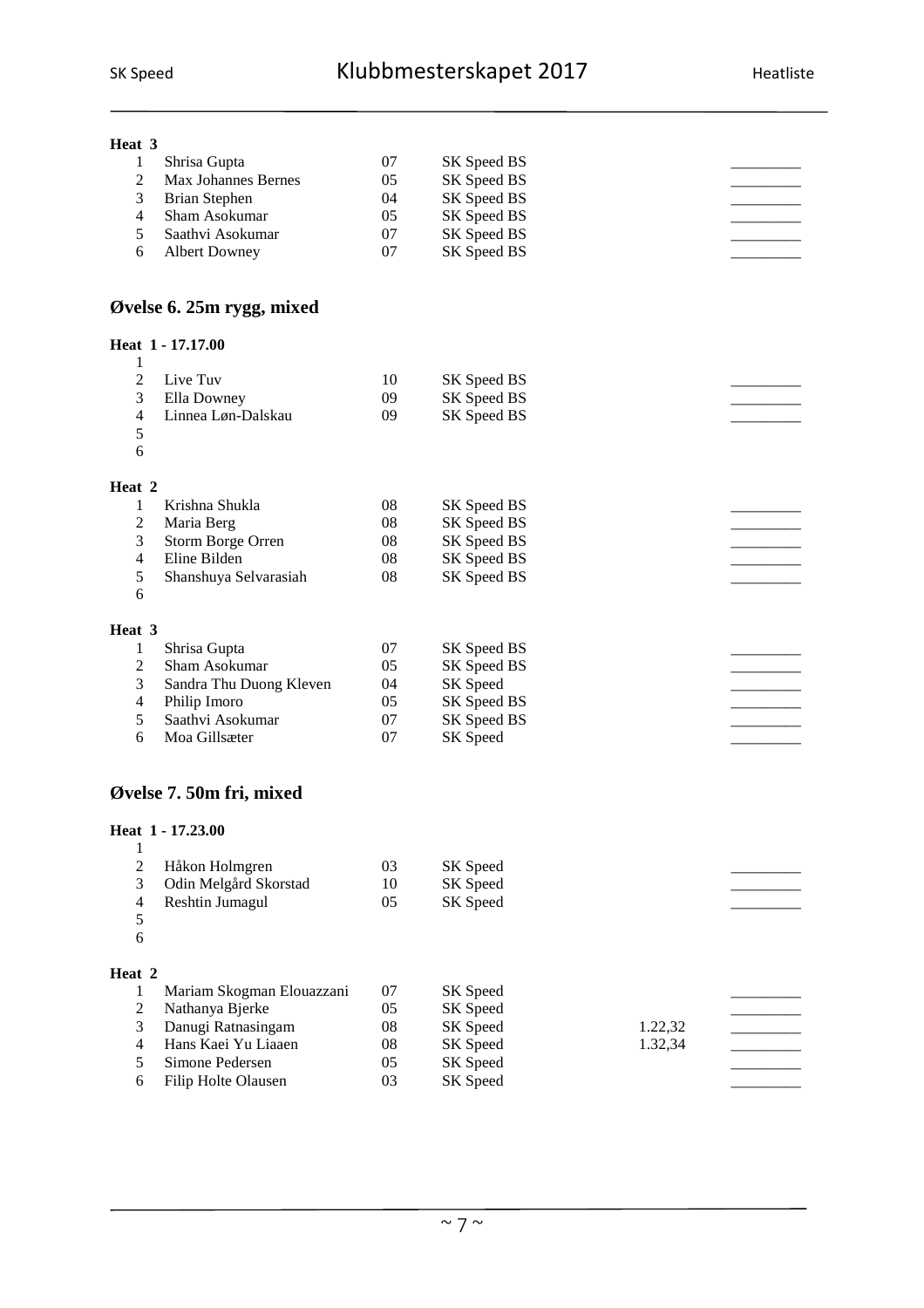**Heat 3**

| | | | | | |
|---|---|---|---|---|---|
| 1 | Shrisa Gupta | 07 | SK Speed BS | | _________ |
| 2 | Max Johannes Bernes | 05 | SK Speed BS | | _________ |
| 3 | Brian Stephen | 04 | SK Speed BS | | _________ |
| 4 | Sham Asokumar | 05 | SK Speed BS | | _________ |
| 5 | Saathvi Asokumar | 07 | SK Speed BS | | _________ |
| 6 | Albert Downey | 07 | SK Speed BS | | _________ |

## Øvelse 6. 25m rygg, mixed

**Heat 1 - 17.17.00**

| | | | | | |
|---|---|---|---|---|---|
| 1 | | | | | |
| 2 | Live Tuv | 10 | SK Speed BS | | _________ |
| 3 | Ella Downey | 09 | SK Speed BS | | _________ |
| 4 | Linnea Løn-Dalskau | 09 | SK Speed BS | | _________ |
| 5 | | | | | |
| 6 | | | | | |

**Heat 2**

| | | | | | |
|---|---|---|---|---|---|
| 1 | Krishna Shukla | 08 | SK Speed BS | | _________ |
| 2 | Maria Berg | 08 | SK Speed BS | | _________ |
| 3 | Storm Borge Orren | 08 | SK Speed BS | | _________ |
| 4 | Eline Bilden | 08 | SK Speed BS | | _________ |
| 5 | Shanshuya Selvarasiah | 08 | SK Speed BS | | _________ |
| 6 | | | | | |

**Heat 3**

| | | | | | |
|---|---|---|---|---|---|
| 1 | Shrisa Gupta | 07 | SK Speed BS | | _________ |
| 2 | Sham Asokumar | 05 | SK Speed BS | | _________ |
| 3 | Sandra Thu Duong Kleven | 04 | SK Speed | | _________ |
| 4 | Philip Imoro | 05 | SK Speed BS | | _________ |
| 5 | Saathvi Asokumar | 07 | SK Speed BS | | _________ |
| 6 | Moa Gillsæter | 07 | SK Speed | | _________ |

## Øvelse 7. 50m fri, mixed

**Heat 1 - 17.23.00**

| | | | | | |
|---|---|---|---|---|---|
| 1 | | | | | |
| 2 | Håkon Holmgren | 03 | SK Speed | | _________ |
| 3 | Odin Melgård Skorstad | 10 | SK Speed | | _________ |
| 4 | Reshtin Jumagul | 05 | SK Speed | | _________ |
| 5 | | | | | |
| 6 | | | | | |

**Heat 2**

| | | | | | |
|---|---|---|---|---|---|
| 1 | Mariam Skogman Elouazzani | 07 | SK Speed | | _________ |
| 2 | Nathanya Bjerke | 05 | SK Speed | | _________ |
| 3 | Danugi Ratnasingam | 08 | SK Speed | 1.22,32 | _________ |
| 4 | Hans Kaei Yu Liaaen | 08 | SK Speed | 1.32,34 | _________ |
| 5 | Simone Pedersen | 05 | SK Speed | | _________ |
| 6 | Filip Holte Olausen | 03 | SK Speed | | _________ |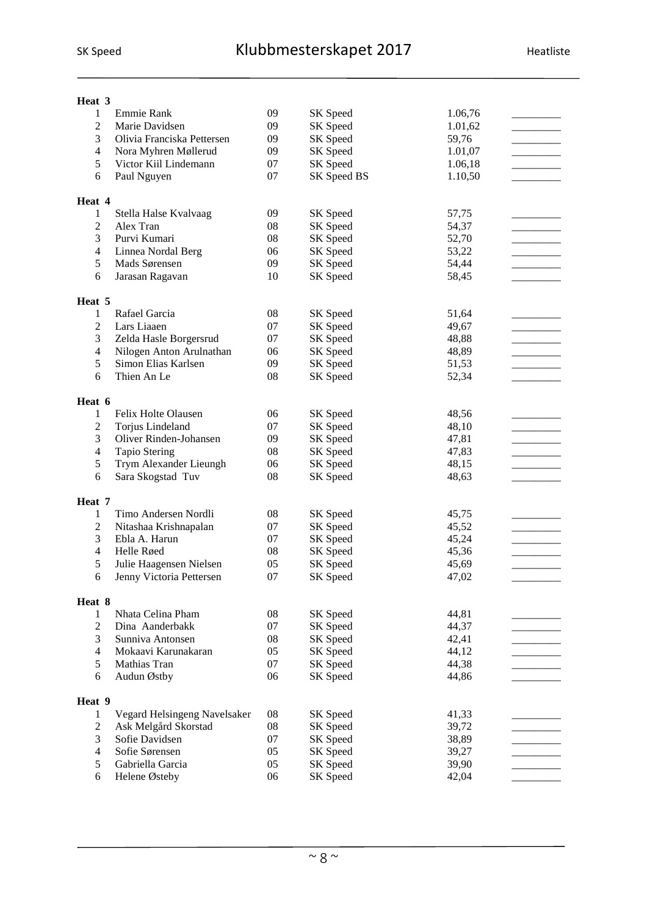**Heat 3**

| | | | | | |
|---|---|---|---|---|---|
| 1 | Emmie Rank | 09 | SK Speed | 1.06,76 | _________ |
| 2 | Marie Davidsen | 09 | SK Speed | 1.01,62 | _________ |
| 3 | Olivia Franciska Pettersen | 09 | SK Speed | 59,76 | _________ |
| 4 | Nora Myhren Møllerud | 09 | SK Speed | 1.01,07 | _________ |
| 5 | Victor Kiil Lindemann | 07 | SK Speed | 1.06,18 | _________ |
| 6 | Paul Nguyen | 07 | SK Speed BS | 1.10,50 | _________ |

**Heat 4**

| | | | | | |
|---|---|---|---|---|---|
| 1 | Stella Halse Kvalvaag | 09 | SK Speed | 57,75 | _________ |
| 2 | Alex Tran | 08 | SK Speed | 54,37 | _________ |
| 3 | Purvi Kumari | 08 | SK Speed | 52,70 | _________ |
| 4 | Linnea Nordal Berg | 06 | SK Speed | 53,22 | _________ |
| 5 | Mads Sørensen | 09 | SK Speed | 54,44 | _________ |
| 6 | Jarasan Ragavan | 10 | SK Speed | 58,45 | _________ |

**Heat 5**

| | | | | | |
|---|---|---|---|---|---|
| 1 | Rafael Garcia | 08 | SK Speed | 51,64 | _________ |
| 2 | Lars Liaaen | 07 | SK Speed | 49,67 | _________ |
| 3 | Zelda Hasle Borgersrud | 07 | SK Speed | 48,88 | _________ |
| 4 | Nilogen Anton Arulnathan | 06 | SK Speed | 48,89 | _________ |
| 5 | Simon Elias Karlsen | 09 | SK Speed | 51,53 | _________ |
| 6 | Thien An Le | 08 | SK Speed | 52,34 | _________ |

**Heat 6**

| | | | | | |
|---|---|---|---|---|---|
| 1 | Felix Holte Olausen | 06 | SK Speed | 48,56 | _________ |
| 2 | Torjus Lindeland | 07 | SK Speed | 48,10 | _________ |
| 3 | Oliver Rinden-Johansen | 09 | SK Speed | 47,81 | _________ |
| 4 | Tapio Stering | 08 | SK Speed | 47,83 | _________ |
| 5 | Trym Alexander Lieungh | 06 | SK Speed | 48,15 | _________ |
| 6 | Sara Skogstad Tuv | 08 | SK Speed | 48,63 | _________ |

**Heat 7**

| | | | | | |
|---|---|---|---|---|---|
| 1 | Timo Andersen Nordli | 08 | SK Speed | 45,75 | _________ |
| 2 | Nitashaa Krishnapalan | 07 | SK Speed | 45,52 | _________ |
| 3 | Ebla A. Harun | 07 | SK Speed | 45,24 | _________ |
| 4 | Helle Røed | 08 | SK Speed | 45,36 | _________ |
| 5 | Julie Haagensen Nielsen | 05 | SK Speed | 45,69 | _________ |
| 6 | Jenny Victoria Pettersen | 07 | SK Speed | 47,02 | _________ |

**Heat 8**

| | | | | | |
|---|---|---|---|---|---|
| 1 | Nhata Celina Pham | 08 | SK Speed | 44,81 | _________ |
| 2 | Dina Aanderbakk | 07 | SK Speed | 44,37 | _________ |
| 3 | Sunniva Antonsen | 08 | SK Speed | 42,41 | _________ |
| 4 | Mokaavi Karunakaran | 05 | SK Speed | 44,12 | _________ |
| 5 | Mathias Tran | 07 | SK Speed | 44,38 | _________ |
| 6 | Audun Østby | 06 | SK Speed | 44,86 | _________ |

**Heat 9**

| | | | | | |
|---|---|---|---|---|---|
| 1 | Vegard Helsingeng Navelsaker | 08 | SK Speed | 41,33 | _________ |
| 2 | Ask Melgård Skorstad | 08 | SK Speed | 39,72 | _________ |
| 3 | Sofie Davidsen | 07 | SK Speed | 38,89 | _________ |
| 4 | Sofie Sørensen | 05 | SK Speed | 39,27 | _________ |
| 5 | Gabriella Garcia | 05 | SK Speed | 39,90 | _________ |
| 6 | Helene Østeby | 06 | SK Speed | 42,04 | _________ |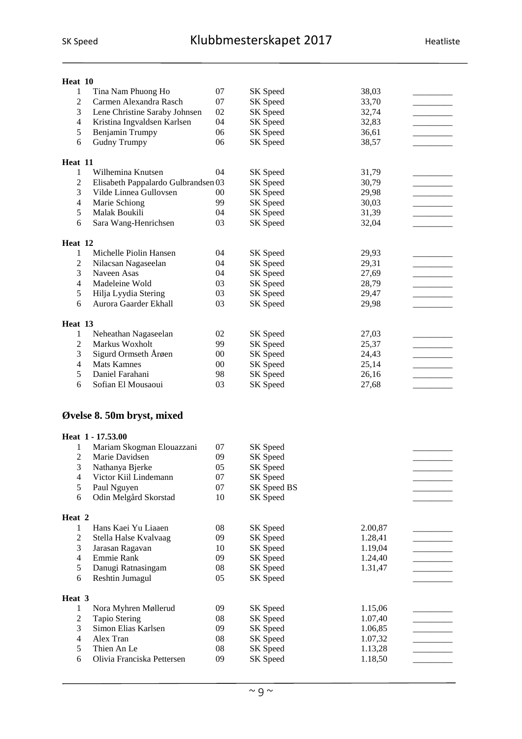**Heat 10**

| | | | | | |
|---|---|---|---|---|---|
| 1 | Tina Nam Phuong Ho | 07 | SK Speed | 38,03 | _________ |
| 2 | Carmen Alexandra Rasch | 07 | SK Speed | 33,70 | _________ |
| 3 | Lene Christine Saraby Johnsen | 02 | SK Speed | 32,74 | _________ |
| 4 | Kristina Ingvaldsen Karlsen | 04 | SK Speed | 32,83 | _________ |
| 5 | Benjamin Trumpy | 06 | SK Speed | 36,61 | _________ |
| 6 | Gudny Trumpy | 06 | SK Speed | 38,57 | _________ |

**Heat 11**

| | | | | | |
|---|---|---|---|---|---|
| 1 | Wilhemina Knutsen | 04 | SK Speed | 31,79 | _________ |
| 2 | Elisabeth Pappalardo Gulbrandsen | 03 | SK Speed | 30,79 | _________ |
| 3 | Vilde Linnea Gullovsen | 00 | SK Speed | 29,98 | _________ |
| 4 | Marie Schiong | 99 | SK Speed | 30,03 | _________ |
| 5 | Malak Boukili | 04 | SK Speed | 31,39 | _________ |
| 6 | Sara Wang-Henrichsen | 03 | SK Speed | 32,04 | _________ |

**Heat 12**

| | | | | | |
|---|---|---|---|---|---|
| 1 | Michelle Piolin Hansen | 04 | SK Speed | 29,93 | _________ |
| 2 | Nilacsan Nagaseelan | 04 | SK Speed | 29,31 | _________ |
| 3 | Naveen Asas | 04 | SK Speed | 27,69 | _________ |
| 4 | Madeleine Wold | 03 | SK Speed | 28,79 | _________ |
| 5 | Hilja Lyydia Stering | 03 | SK Speed | 29,47 | _________ |
| 6 | Aurora Gaarder Ekhall | 03 | SK Speed | 29,98 | _________ |

**Heat 13**

| | | | | | |
|---|---|---|---|---|---|
| 1 | Neheathan Nagaseelan | 02 | SK Speed | 27,03 | _________ |
| 2 | Markus Woxholt | 99 | SK Speed | 25,37 | _________ |
| 3 | Sigurd Ormseth Årøen | 00 | SK Speed | 24,43 | _________ |
| 4 | Mats Kamnes | 00 | SK Speed | 25,14 | _________ |
| 5 | Daniel Farahani | 98 | SK Speed | 26,16 | _________ |
| 6 | Sofian El Mousaoui | 03 | SK Speed | 27,68 | _________ |

## Øvelse 8. 50m bryst, mixed

**Heat 1 - 17.53.00**

| | | | | | |
|---|---|---|---|---|---|
| 1 | Mariam Skogman Elouazzani | 07 | SK Speed | | _________ |
| 2 | Marie Davidsen | 09 | SK Speed | | _________ |
| 3 | Nathanya Bjerke | 05 | SK Speed | | _________ |
| 4 | Victor Kiil Lindemann | 07 | SK Speed | | _________ |
| 5 | Paul Nguyen | 07 | SK Speed BS | | _________ |
| 6 | Odin Melgård Skorstad | 10 | SK Speed | | _________ |

**Heat 2**

| | | | | | |
|---|---|---|---|---|---|
| 1 | Hans Kaei Yu Liaaen | 08 | SK Speed | 2.00,87 | _________ |
| 2 | Stella Halse Kvalvaag | 09 | SK Speed | 1.28,41 | _________ |
| 3 | Jarasan Ragavan | 10 | SK Speed | 1.19,04 | _________ |
| 4 | Emmie Rank | 09 | SK Speed | 1.24,40 | _________ |
| 5 | Danugi Ratnasingam | 08 | SK Speed | 1.31,47 | _________ |
| 6 | Reshtin Jumagul | 05 | SK Speed | | _________ |

**Heat 3**

| | | | | | |
|---|---|---|---|---|---|
| 1 | Nora Myhren Møllerud | 09 | SK Speed | 1.15,06 | _________ |
| 2 | Tapio Stering | 08 | SK Speed | 1.07,40 | _________ |
| 3 | Simon Elias Karlsen | 09 | SK Speed | 1.06,85 | _________ |
| 4 | Alex Tran | 08 | SK Speed | 1.07,32 | _________ |
| 5 | Thien An Le | 08 | SK Speed | 1.13,28 | _________ |
| 6 | Olivia Franciska Pettersen | 09 | SK Speed | 1.18,50 | _________ |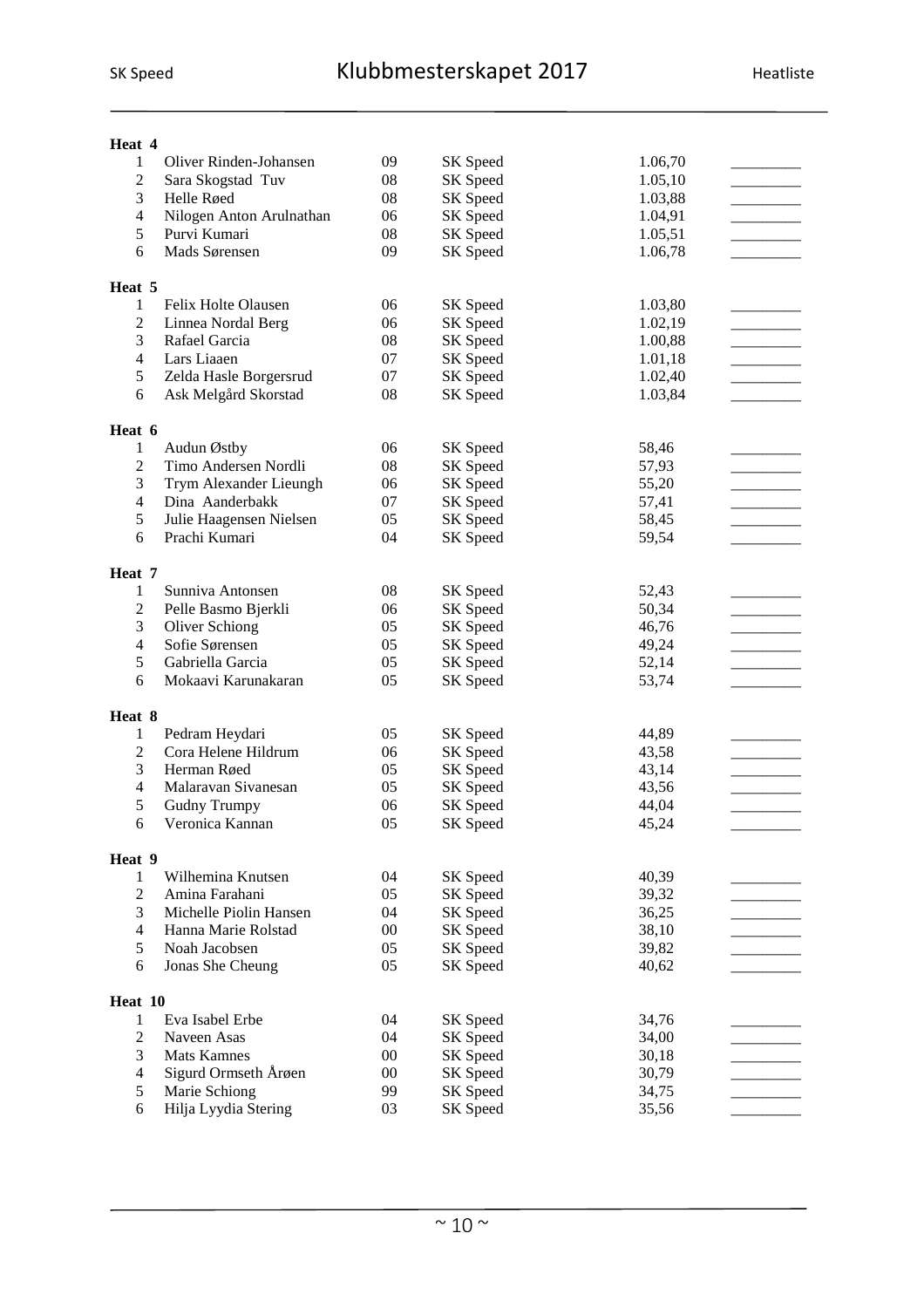**Heat 4**

| | | | | | |
|---|---|---|---|---|---|
| 1 | Oliver Rinden-Johansen | 09 | SK Speed | 1.06,70 | _________ |
| 2 | Sara Skogstad Tuv | 08 | SK Speed | 1.05,10 | _________ |
| 3 | Helle Røed | 08 | SK Speed | 1.03,88 | _________ |
| 4 | Nilogen Anton Arulnathan | 06 | SK Speed | 1.04,91 | _________ |
| 5 | Purvi Kumari | 08 | SK Speed | 1.05,51 | _________ |
| 6 | Mads Sørensen | 09 | SK Speed | 1.06,78 | _________ |

**Heat 5**

| | | | | | |
|---|---|---|---|---|---|
| 1 | Felix Holte Olausen | 06 | SK Speed | 1.03,80 | _________ |
| 2 | Linnea Nordal Berg | 06 | SK Speed | 1.02,19 | _________ |
| 3 | Rafael Garcia | 08 | SK Speed | 1.00,88 | _________ |
| 4 | Lars Liaaen | 07 | SK Speed | 1.01,18 | _________ |
| 5 | Zelda Hasle Borgersrud | 07 | SK Speed | 1.02,40 | _________ |
| 6 | Ask Melgård Skorstad | 08 | SK Speed | 1.03,84 | _________ |

**Heat 6**

| | | | | | |
|---|---|---|---|---|---|
| 1 | Audun Østby | 06 | SK Speed | 58,46 | _________ |
| 2 | Timo Andersen Nordli | 08 | SK Speed | 57,93 | _________ |
| 3 | Trym Alexander Lieungh | 06 | SK Speed | 55,20 | _________ |
| 4 | Dina Aanderbakk | 07 | SK Speed | 57,41 | _________ |
| 5 | Julie Haagensen Nielsen | 05 | SK Speed | 58,45 | _________ |
| 6 | Prachi Kumari | 04 | SK Speed | 59,54 | _________ |

**Heat 7**

| | | | | | |
|---|---|---|---|---|---|
| 1 | Sunniva Antonsen | 08 | SK Speed | 52,43 | _________ |
| 2 | Pelle Basmo Bjerkli | 06 | SK Speed | 50,34 | _________ |
| 3 | Oliver Schiong | 05 | SK Speed | 46,76 | _________ |
| 4 | Sofie Sørensen | 05 | SK Speed | 49,24 | _________ |
| 5 | Gabriella Garcia | 05 | SK Speed | 52,14 | _________ |
| 6 | Mokaavi Karunakaran | 05 | SK Speed | 53,74 | _________ |

**Heat 8**

| | | | | | |
|---|---|---|---|---|---|
| 1 | Pedram Heydari | 05 | SK Speed | 44,89 | _________ |
| 2 | Cora Helene Hildrum | 06 | SK Speed | 43,58 | _________ |
| 3 | Herman Røed | 05 | SK Speed | 43,14 | _________ |
| 4 | Malaravan Sivanesan | 05 | SK Speed | 43,56 | _________ |
| 5 | Gudny Trumpy | 06 | SK Speed | 44,04 | _________ |
| 6 | Veronica Kannan | 05 | SK Speed | 45,24 | _________ |

**Heat 9**

| | | | | | |
|---|---|---|---|---|---|
| 1 | Wilhemina Knutsen | 04 | SK Speed | 40,39 | _________ |
| 2 | Amina Farahani | 05 | SK Speed | 39,32 | _________ |
| 3 | Michelle Piolin Hansen | 04 | SK Speed | 36,25 | _________ |
| 4 | Hanna Marie Rolstad | 00 | SK Speed | 38,10 | _________ |
| 5 | Noah Jacobsen | 05 | SK Speed | 39,82 | _________ |
| 6 | Jonas She Cheung | 05 | SK Speed | 40,62 | _________ |

**Heat 10**

| | | | | | |
|---|---|---|---|---|---|
| 1 | Eva Isabel Erbe | 04 | SK Speed | 34,76 | _________ |
| 2 | Naveen Asas | 04 | SK Speed | 34,00 | _________ |
| 3 | Mats Kamnes | 00 | SK Speed | 30,18 | _________ |
| 4 | Sigurd Ormseth Årøen | 00 | SK Speed | 30,79 | _________ |
| 5 | Marie Schiong | 99 | SK Speed | 34,75 | _________ |
| 6 | Hilja Lyydia Stering | 03 | SK Speed | 35,56 | _________ |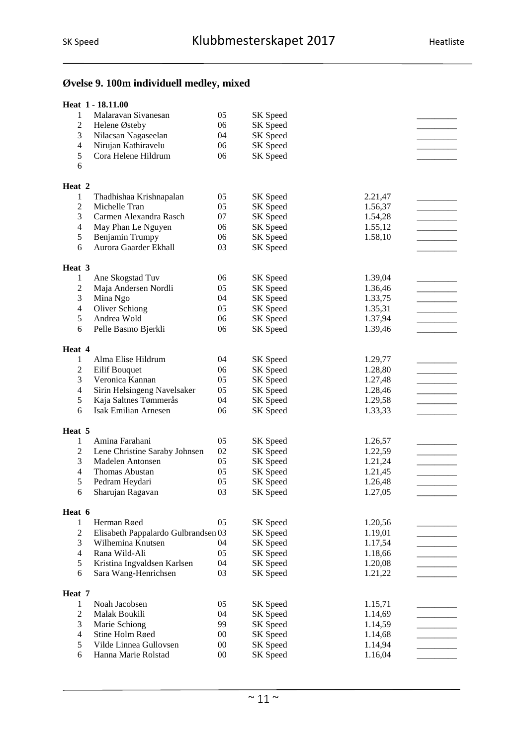### Øvelse 9. 100m individuell medley, mixed

**Heat 1 - 18.11.00**

| | | | | | |
|---|---|---|---|---|---|
| 1 | Malaravan Sivanesan | 05 | SK Speed | | _________ |
| 2 | Helene Østeby | 06 | SK Speed | | _________ |
| 3 | Nilacsan Nagaseelan | 04 | SK Speed | | _________ |
| 4 | Nirujan Kathiravelu | 06 | SK Speed | | _________ |
| 5 | Cora Helene Hildrum | 06 | SK Speed | | _________ |
| 6 | | | | | |

**Heat 2**

| | | | | | |
|---|---|---|---|---|---|
| 1 | Thadhishaa Krishnapalan | 05 | SK Speed | 2.21,47 | _________ |
| 2 | Michelle Tran | 05 | SK Speed | 1.56,37 | _________ |
| 3 | Carmen Alexandra Rasch | 07 | SK Speed | 1.54,28 | _________ |
| 4 | May Phan Le Nguyen | 06 | SK Speed | 1.55,12 | _________ |
| 5 | Benjamin Trumpy | 06 | SK Speed | 1.58,10 | _________ |
| 6 | Aurora Gaarder Ekhall | 03 | SK Speed | | _________ |

**Heat 3**

| | | | | | |
|---|---|---|---|---|---|
| 1 | Ane Skogstad Tuv | 06 | SK Speed | 1.39,04 | _________ |
| 2 | Maja Andersen Nordli | 05 | SK Speed | 1.36,46 | _________ |
| 3 | Mina Ngo | 04 | SK Speed | 1.33,75 | _________ |
| 4 | Oliver Schiong | 05 | SK Speed | 1.35,31 | _________ |
| 5 | Andrea Wold | 06 | SK Speed | 1.37,94 | _________ |
| 6 | Pelle Basmo Bjerkli | 06 | SK Speed | 1.39,46 | _________ |

**Heat 4**

| | | | | | |
|---|---|---|---|---|---|
| 1 | Alma Elise Hildrum | 04 | SK Speed | 1.29,77 | _________ |
| 2 | Eilif Bouquet | 06 | SK Speed | 1.28,80 | _________ |
| 3 | Veronica Kannan | 05 | SK Speed | 1.27,48 | _________ |
| 4 | Sirin Helsingeng Navelsaker | 05 | SK Speed | 1.28,46 | _________ |
| 5 | Kaja Saltnes Tømmerås | 04 | SK Speed | 1.29,58 | _________ |
| 6 | Isak Emilian Arnesen | 06 | SK Speed | 1.33,33 | _________ |

**Heat 5**

| | | | | | |
|---|---|---|---|---|---|
| 1 | Amina Farahani | 05 | SK Speed | 1.26,57 | _________ |
| 2 | Lene Christine Saraby Johnsen | 02 | SK Speed | 1.22,59 | _________ |
| 3 | Madelen Antonsen | 05 | SK Speed | 1.21,24 | _________ |
| 4 | Thomas Abustan | 05 | SK Speed | 1.21,45 | _________ |
| 5 | Pedram Heydari | 05 | SK Speed | 1.26,48 | _________ |
| 6 | Sharujan Ragavan | 03 | SK Speed | 1.27,05 | _________ |

**Heat 6**

| | | | | | |
|---|---|---|---|---|---|
| 1 | Herman Røed | 05 | SK Speed | 1.20,56 | _________ |
| 2 | Elisabeth Pappalardo Gulbrandsen | 03 | SK Speed | 1.19,01 | _________ |
| 3 | Wilhemina Knutsen | 04 | SK Speed | 1.17,54 | _________ |
| 4 | Rana Wild-Ali | 05 | SK Speed | 1.18,66 | _________ |
| 5 | Kristina Ingvaldsen Karlsen | 04 | SK Speed | 1.20,08 | _________ |
| 6 | Sara Wang-Henrichsen | 03 | SK Speed | 1.21,22 | _________ |

**Heat 7**

| | | | | | |
|---|---|---|---|---|---|
| 1 | Noah Jacobsen | 05 | SK Speed | 1.15,71 | _________ |
| 2 | Malak Boukili | 04 | SK Speed | 1.14,69 | _________ |
| 3 | Marie Schiong | 99 | SK Speed | 1.14,59 | _________ |
| 4 | Stine Holm Røed | 00 | SK Speed | 1.14,68 | _________ |
| 5 | Vilde Linnea Gullovsen | 00 | SK Speed | 1.14,94 | _________ |
| 6 | Hanna Marie Rolstad | 00 | SK Speed | 1.16,04 | _________ |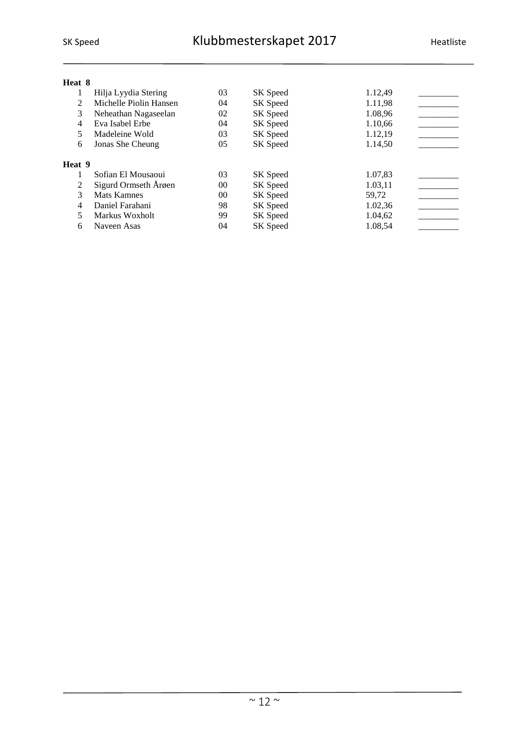**Heat 8**

| | | | | | |
|---|---|---|---|---|---|
| 1 | Hilja Lyydia Stering | 03 | SK Speed | 1.12,49 | _________ |
| 2 | Michelle Piolin Hansen | 04 | SK Speed | 1.11,98 | _________ |
| 3 | Neheathan Nagaseelan | 02 | SK Speed | 1.08,96 | _________ |
| 4 | Eva Isabel Erbe | 04 | SK Speed | 1.10,66 | _________ |
| 5 | Madeleine Wold | 03 | SK Speed | 1.12,19 | _________ |
| 6 | Jonas She Cheung | 05 | SK Speed | 1.14,50 | _________ |

**Heat 9**

| | | | | | |
|---|---|---|---|---|---|
| 1 | Sofian El Mousaoui | 03 | SK Speed | 1.07,83 | _________ |
| 2 | Sigurd Ormseth Årøen | 00 | SK Speed | 1.03,11 | _________ |
| 3 | Mats Kamnes | 00 | SK Speed | 59,72 | _________ |
| 4 | Daniel Farahani | 98 | SK Speed | 1.02,36 | _________ |
| 5 | Markus Woxholt | 99 | SK Speed | 1.04,62 | _________ |
| 6 | Naveen Asas | 04 | SK Speed | 1.08,54 | _________ |